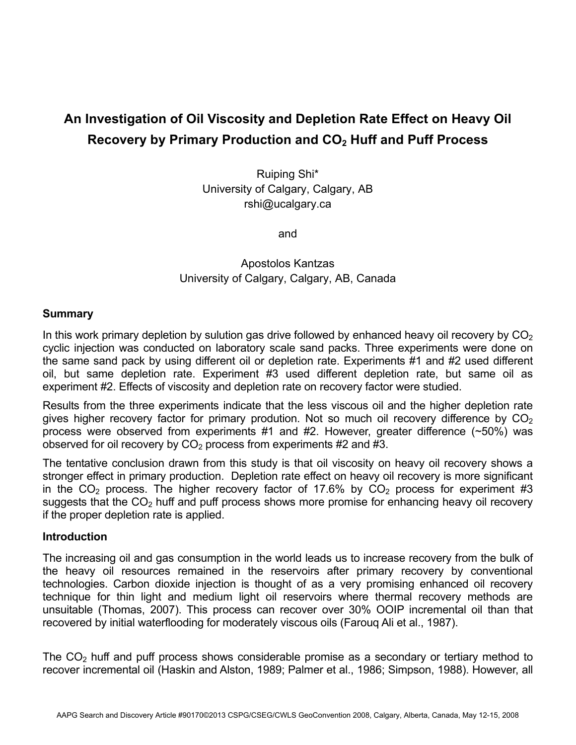# An Investigation of Oil Viscosity and Depletion Rate Effect on Heavy Oil Recovery by Primary Production and $CO_2$ Huff and Puff Process

Ruiping Shi*
University of Calgary, Calgary, AB
rshi@ucalgary.ca

and

Apostolos Kantzas
University of Calgary, Calgary, AB, Canada

## Summary

In this work primary depletion by sulution gas drive followed by enhanced heavy oil recovery by $CO_2$ cyclic injection was conducted on laboratory scale sand packs. Three experiments were done on the same sand pack by using different oil or depletion rate. Experiments #1 and #2 used different oil, but same depletion rate. Experiment #3 used different depletion rate, but same oil as experiment #2. Effects of viscosity and depletion rate on recovery factor were studied.

Results from the three experiments indicate that the less viscous oil and the higher depletion rate gives higher recovery factor for primary prodution. Not so much oil recovery difference by $CO_2$ process were observed from experiments #1 and #2. However, greater difference (~50%) was observed for oil recovery by $CO_2$ process from experiments #2 and #3.

The tentative conclusion drawn from this study is that oil viscosity on heavy oil recovery shows a stronger effect in primary production. Depletion rate effect on heavy oil recovery is more significant in the $CO_2$ process. The higher recovery factor of 17.6% by $CO_2$ process for experiment #3 suggests that the $CO_2$ huff and puff process shows more promise for enhancing heavy oil recovery if the proper depletion rate is applied.

## Introduction

The increasing oil and gas consumption in the world leads us to increase recovery from the bulk of the heavy oil resources remained in the reservoirs after primary recovery by conventional technologies. Carbon dioxide injection is thought of as a very promising enhanced oil recovery technique for thin light and medium light oil reservoirs where thermal recovery methods are unsuitable (Thomas, 2007). This process can recover over 30% OOIP incremental oil than that recovered by initial waterflooding for moderately viscous oils (Farouq Ali et al., 1987).

The $CO_2$ huff and puff process shows considerable promise as a secondary or tertiary method to recover incremental oil (Haskin and Alston, 1989; Palmer et al., 1986; Simpson, 1988). However, all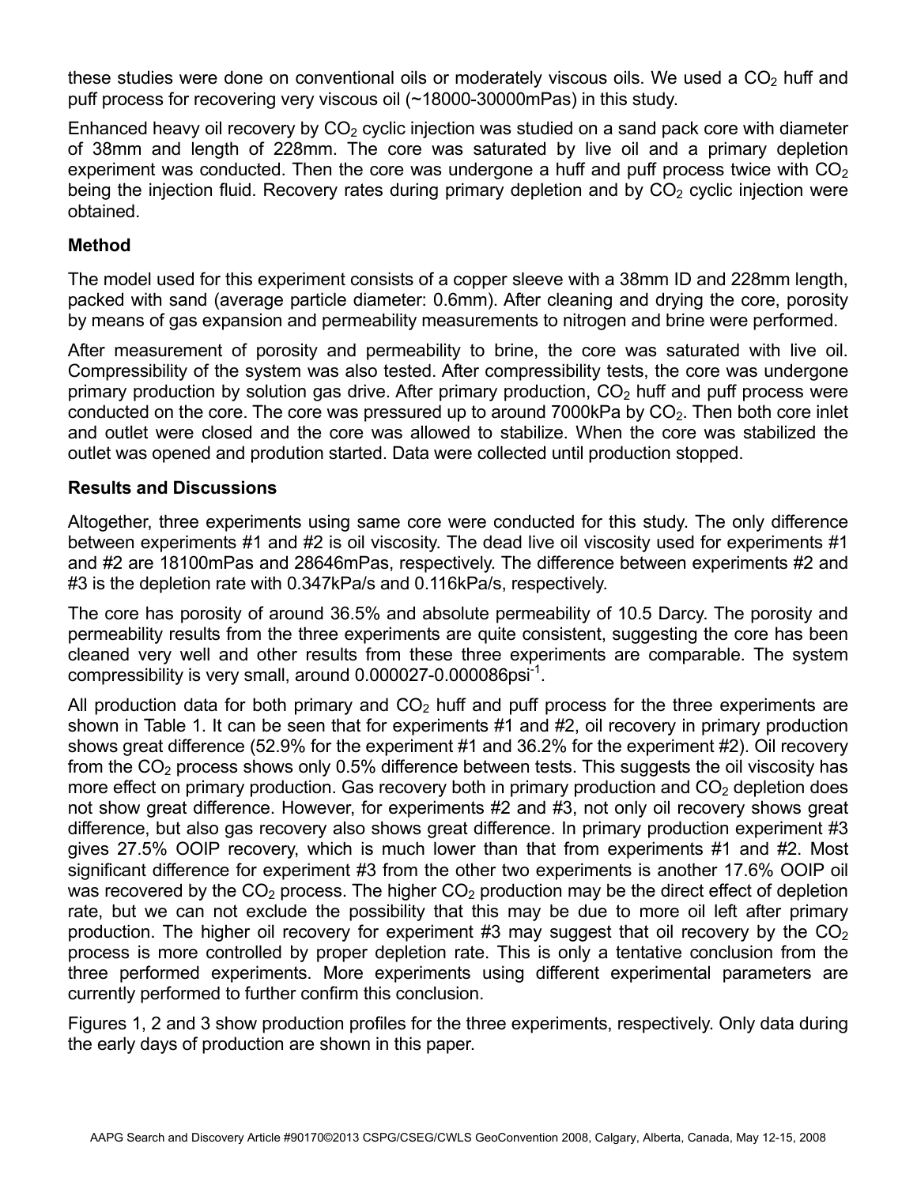these studies were done on conventional oils or moderately viscous oils. We used a $CO_2$ huff and puff process for recovering very viscous oil (~18000-30000mPas) in this study.

Enhanced heavy oil recovery by $CO_2$ cyclic injection was studied on a sand pack core with diameter of 38mm and length of 228mm. The core was saturated by live oil and a primary depletion experiment was conducted. Then the core was undergone a huff and puff process twice with $CO_2$ being the injection fluid. Recovery rates during primary depletion and by $CO_2$ cyclic injection were obtained.

## Method

The model used for this experiment consists of a copper sleeve with a 38mm ID and 228mm length, packed with sand (average particle diameter: 0.6mm). After cleaning and drying the core, porosity by means of gas expansion and permeability measurements to nitrogen and brine were performed.

After measurement of porosity and permeability to brine, the core was saturated with live oil. Compressibility of the system was also tested. After compressibility tests, the core was undergone primary production by solution gas drive. After primary production, $CO_2$ huff and puff process were conducted on the core. The core was pressured up to around 7000kPa by $CO_2$. Then both core inlet and outlet were closed and the core was allowed to stabilize. When the core was stabilized the outlet was opened and prodution started. Data were collected until production stopped.

## Results and Discussions

Altogether, three experiments using same core were conducted for this study. The only difference between experiments #1 and #2 is oil viscosity. The dead live oil viscosity used for experiments #1 and #2 are 18100mPas and 28646mPas, respectively. The difference between experiments #2 and #3 is the depletion rate with 0.347kPa/s and 0.116kPa/s, respectively.

The core has porosity of around 36.5% and absolute permeability of 10.5 Darcy. The porosity and permeability results from the three experiments are quite consistent, suggesting the core has been cleaned very well and other results from these three experiments are comparable. The system compressibility is very small, around 0.000027-0.000086$psi^{-1}$.

All production data for both primary and $CO_2$ huff and puff process for the three experiments are shown in Table 1. It can be seen that for experiments #1 and #2, oil recovery in primary production shows great difference (52.9% for the experiment #1 and 36.2% for the experiment #2). Oil recovery from the $CO_2$ process shows only 0.5% difference between tests. This suggests the oil viscosity has more effect on primary production. Gas recovery both in primary production and $CO_2$ depletion does not show great difference. However, for experiments #2 and #3, not only oil recovery shows great difference, but also gas recovery also shows great difference. In primary production experiment #3 gives 27.5% OOIP recovery, which is much lower than that from experiments #1 and #2. Most significant difference for experiment #3 from the other two experiments is another 17.6% OOIP oil was recovered by the $CO_2$ process. The higher $CO_2$ production may be the direct effect of depletion rate, but we can not exclude the possibility that this may be due to more oil left after primary production. The higher oil recovery for experiment #3 may suggest that oil recovery by the $CO_2$ process is more controlled by proper depletion rate. This is only a tentative conclusion from the three performed experiments. More experiments using different experimental parameters are currently performed to further confirm this conclusion.

Figures 1, 2 and 3 show production profiles for the three experiments, respectively. Only data during the early days of production are shown in this paper.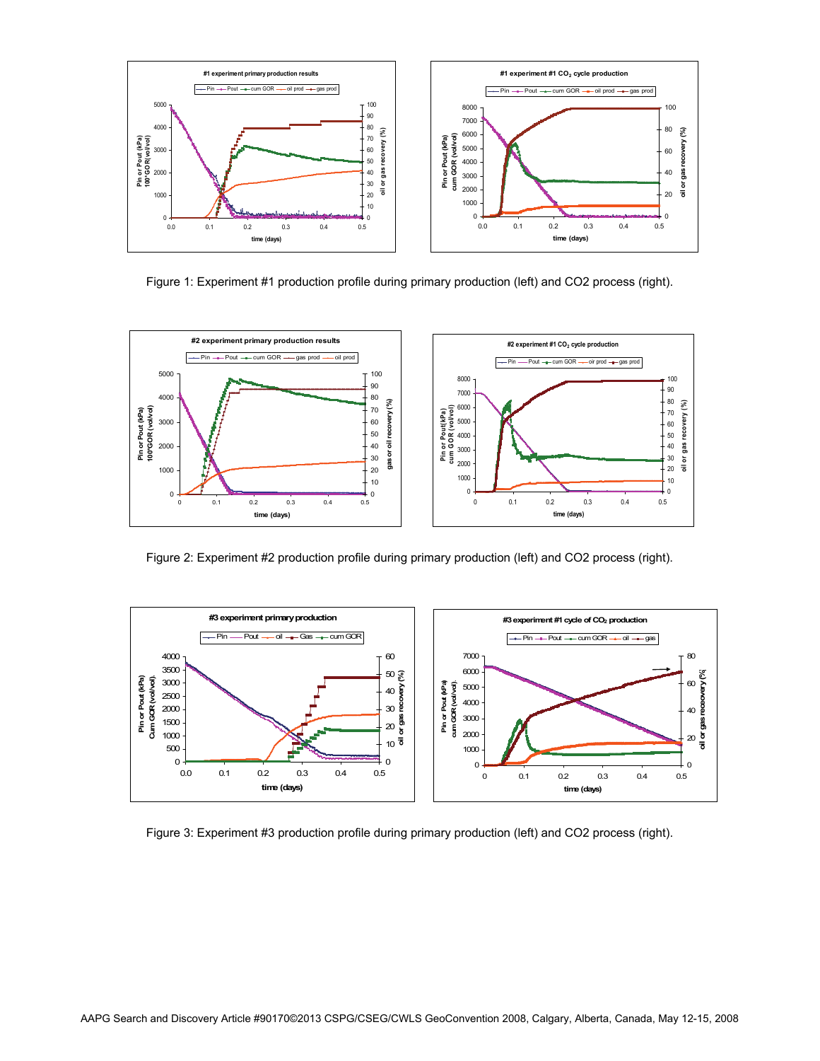Figure 1: Experiment #1 production profile during primary production (left) and CO2 process (right).

Figure 2: Experiment #2 production profile during primary production (left) and CO2 process (right).

Figure 3: Experiment #3 production profile during primary production (left) and CO2 process (right).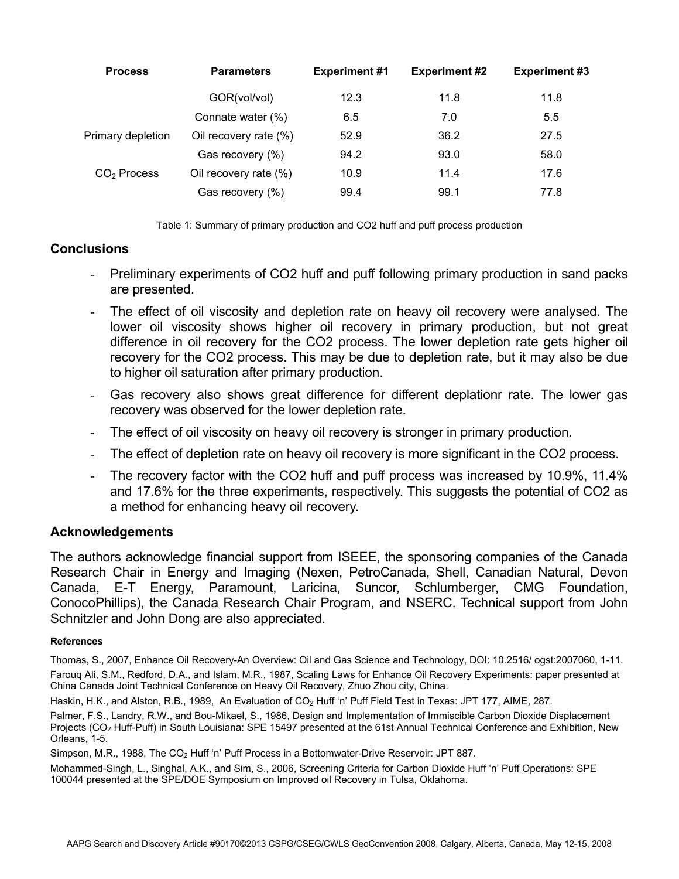| Process | Parameters | Experiment #1 | Experiment #2 | Experiment #3 |
|---|---|---|---|---|
| | GOR(vol/vol) | 12.3 | 11.8 | 11.8 |
| | Connate water (%) | 6.5 | 7.0 | 5.5 |
| Primary depletion | Oil recovery rate (%) | 52.9 | 36.2 | 27.5 |
| | Gas recovery (%) | 94.2 | 93.0 | 58.0 |
| $CO_2$ Process | Oil recovery rate (%) | 10.9 | 11.4 | 17.6 |
| | Gas recovery (%) | 99.4 | 99.1 | 77.8 |

Table 1: Summary of primary production and CO2 huff and puff process production

## Conclusions

- Preliminary experiments of CO2 huff and puff following primary production in sand packs are presented.
- The effect of oil viscosity and depletion rate on heavy oil recovery were analysed. The lower oil viscosity shows higher oil recovery in primary production, but not great difference in oil recovery for the CO2 process. The lower depletion rate gets higher oil recovery for the CO2 process. This may be due to depletion rate, but it may also be due to higher oil saturation after primary production.
- Gas recovery also shows great difference for different deplationr rate. The lower gas recovery was observed for the lower depletion rate.
- The effect of oil viscosity on heavy oil recovery is stronger in primary production.
- The effect of depletion rate on heavy oil recovery is more significant in the CO2 process.
- The recovery factor with the CO2 huff and puff process was increased by 10.9%, 11.4% and 17.6% for the three experiments, respectively. This suggests the potential of CO2 as a method for enhancing heavy oil recovery.

## Acknowledgements

The authors acknowledge financial support from ISEEE, the sponsoring companies of the Canada Research Chair in Energy and Imaging (Nexen, PetroCanada, Shell, Canadian Natural, Devon Canada, E-T Energy, Paramount, Laricina, Suncor, Schlumberger, CMG Foundation, ConocoPhillips), the Canada Research Chair Program, and NSERC. Technical support from John Schnitzler and John Dong are also appreciated.

#### References

Thomas, S., 2007, Enhance Oil Recovery-An Overview: Oil and Gas Science and Technology, DOI: 10.2516/ ogst:2007060, 1-11.

Farouq Ali, S.M., Redford, D.A., and Islam, M.R., 1987, Scaling Laws for Enhance Oil Recovery Experiments: paper presented at China Canada Joint Technical Conference on Heavy Oil Recovery, Zhuo Zhou city, China.

Haskin, H.K., and Alston, R.B., 1989, An Evaluation of $CO_2$ Huff 'n' Puff Field Test in Texas: JPT 177, AIME, 287.

Palmer, F.S., Landry, R.W., and Bou-Mikael, S., 1986, Design and Implementation of Immiscible Carbon Dioxide Displacement Projects ($CO_2$ Huff-Puff) in South Louisiana: SPE 15497 presented at the 61st Annual Technical Conference and Exhibition, New Orleans, 1-5.

Simpson, M.R., 1988, The $CO_2$ Huff 'n' Puff Process in a Bottomwater-Drive Reservoir: JPT 887.

Mohammed-Singh, L., Singhal, A.K., and Sim, S., 2006, Screening Criteria for Carbon Dioxide Huff 'n' Puff Operations: SPE 100044 presented at the SPE/DOE Symposium on Improved oil Recovery in Tulsa, Oklahoma.